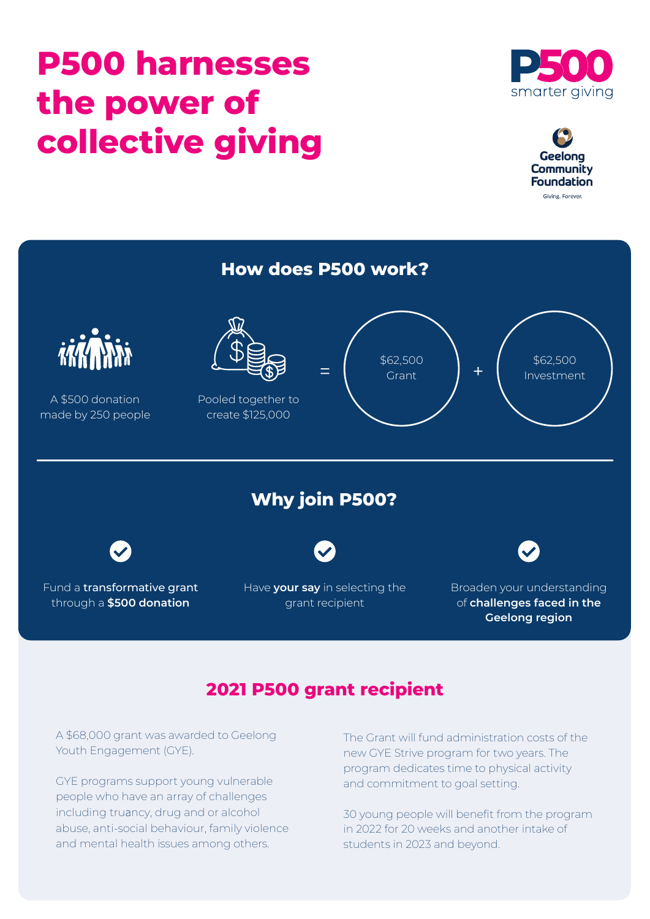# P500 harnesses the power of collective giving

P500 smarter giving

Geelong Community Foundation

Giving. Forever.

## How does P500 work?

A $500 donation made by 250 people

Pooled together to create $125,000

= $62,500 Grant + $62,500 Investment

## Why join P500?

- Fund a **transformative grant** through a **$500 donation**
- Have **your say** in selecting the grant recipient
- Broaden your understanding of **challenges faced in the Geelong region**

## 2021 P500 grant recipient

A $68,000 grant was awarded to Geelong Youth Engagement (GYE).

GYE programs support young vulnerable people who have an array of challenges including truancy, drug and or alcohol abuse, anti-social behaviour, family violence and mental health issues among others.

The Grant will fund administration costs of the new GYE Strive program for two years. The program dedicates time to physical activity and commitment to goal setting.

30 young people will benefit from the program in 2022 for 20 weeks and another intake of students in 2023 and beyond.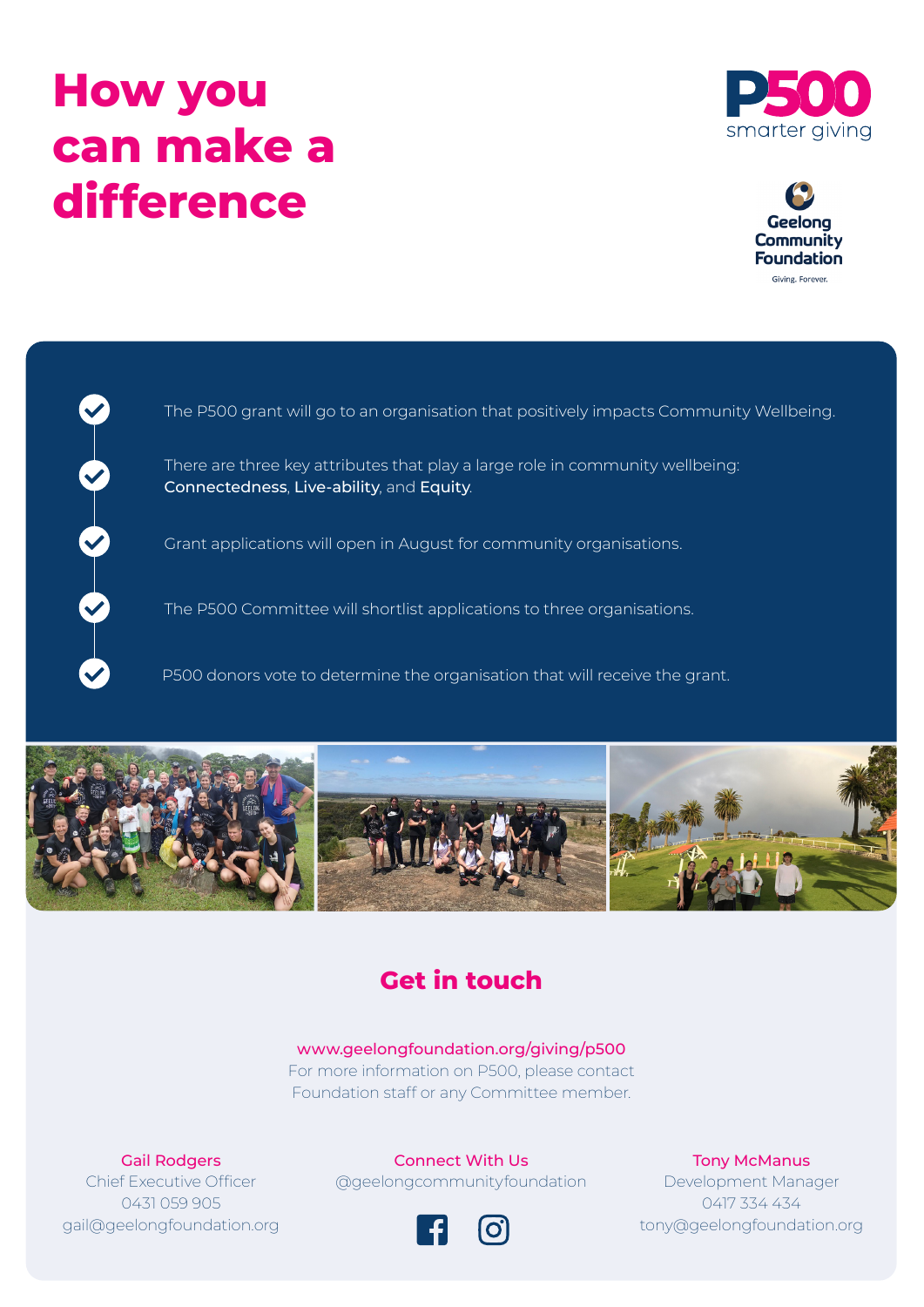# How you can make a difference

P500 smarter giving

Geelong Community Foundation
Giving. Forever.

- The P500 grant will go to an organisation that positively impacts Community Wellbeing.
- There are three key attributes that play a large role in community wellbeing: **Connectedness**, **Live-ability**, and **Equity**.
- Grant applications will open in August for community organisations.
- The P500 Committee will shortlist applications to three organisations.
- P500 donors vote to determine the organisation that will receive the grant.

## Get in touch

www.geelongfoundation.org/giving/p500
For more information on P500, please contact Foundation staff or any Committee member.

**Gail Rodgers**
Chief Executive Officer
0431 059 905
gail@geelongfoundation.org

**Connect With Us**
@geelongcommunityfoundation

**Tony McManus**
Development Manager
0417 334 434
tony@geelongfoundation.org